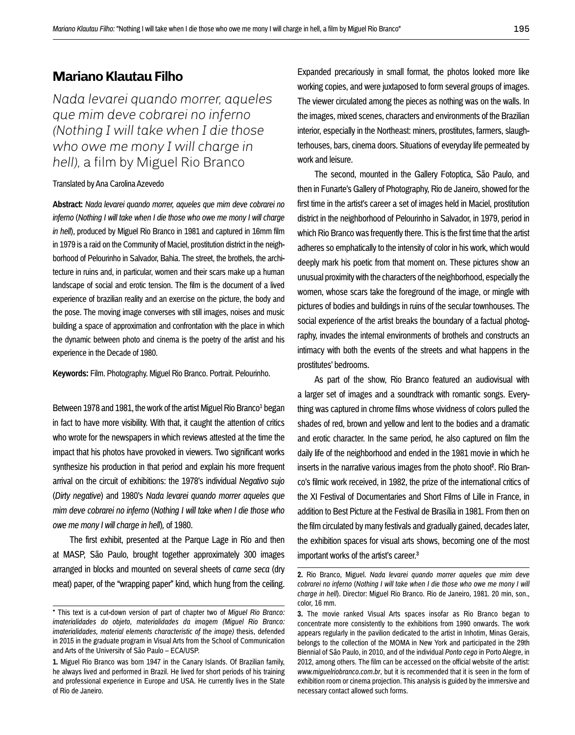# Mariano Klautau Filho

## *Nada levarei quando morrer, aqueles que mim deve cobrarei no inferno (Nothing I will take when I die those who owe me mony I will charge in hell),* a film by Miguel Rio Branco

Translated by Ana Carolina Azevedo

**Abstract:** *Nada levarei quando morrer, aqueles que mim deve cobrarei no inferno* (*Nothing I will take when I die those who owe me mony I will charge in hell*), produced by Miguel Rio Branco in 1981 and captured in 16mm film in 1979 is a raid on the Community of Maciel, prostitution district in the neighborhood of Pelourinho in Salvador, Bahia. The street, the brothels, the architecture in ruins and, in particular, women and their scars make up a human landscape of social and erotic tension. The film is the document of a lived experience of brazilian reality and an exercise on the picture, the body and the pose. The moving image converses with still images, noises and music building a space of approximation and confrontation with the place in which the dynamic between photo and cinema is the poetry of the artist and his experience in the Decade of 1980.

**Keywords:** Film. Photography. Miguel Rio Branco. Portrait. Pelourinho.

Between 1978 and 1981, the work of the artist Miguel Rio Branco[1] began in fact to have more visibility. With that, it caught the attention of critics who wrote for the newspapers in which reviews attested at the time the impact that his photos have provoked in viewers. Two significant works synthesize his production in that period and explain his more frequent arrival on the circuit of exhibitions: the 1978's individual *Negativo sujo* (*Dirty negative*) and 1980's *Nada levarei quando morrer aqueles que mim deve cobrarei no inferno* (*Nothing I will take when I die those who owe me mony I will charge in hell*), of 1980.

The first exhibit, presented at the Parque Lage in Rio and then at MASP, São Paulo, brought together approximately 300 images arranged in blocks and mounted on several sheets of *carne seca* (dry meat) paper, of the "wrapping paper" kind, which hung from the ceiling. Expanded precariously in small format, the photos looked more like working copies, and were juxtaposed to form several groups of images. The viewer circulated among the pieces as nothing was on the walls. In the images, mixed scenes, characters and environments of the Brazilian interior, especially in the Northeast: miners, prostitutes, farmers, slaughterhouses, bars, cinema doors. Situations of everyday life permeated by work and leisure.

The second, mounted in the Gallery Fotoptica, São Paulo, and then in Funarte's Gallery of Photography, Rio de Janeiro, showed for the first time in the artist's career a set of images held in Maciel, prostitution district in the neighborhood of Pelourinho in Salvador, in 1979, period in which Rio Branco was frequently there. This is the first time that the artist adheres so emphatically to the intensity of color in his work, which would deeply mark his poetic from that moment on. These pictures show an unusual proximity with the characters of the neighborhood, especially the women, whose scars take the foreground of the image, or mingle with pictures of bodies and buildings in ruins of the secular townhouses. The social experience of the artist breaks the boundary of a factual photography, invades the internal environments of brothels and constructs an intimacy with both the events of the streets and what happens in the prostitutes' bedrooms.

As part of the show, Rio Branco featured an audiovisual with a larger set of images and a soundtrack with romantic songs. Everything was captured in chrome films whose vividness of colors pulled the shades of red, brown and yellow and lent to the bodies and a dramatic and erotic character. In the same period, he also captured on film the daily life of the neighborhood and ended in the 1981 movie in which he inserts in the narrative various images from the photo shoot[2]. Rio Branco's filmic work received, in 1982, the prize of the international critics of the XI Festival of Documentaries and Short Films of Lille in France, in addition to Best Picture at the Festival de Brasília in 1981. From then on the film circulated by many festivals and gradually gained, decades later, the exhibition spaces for visual arts shows, becoming one of the most important works of the artist's career.[3]

---

\* This text is a cut-down version of part of chapter two of *Miguel Rio Branco: imaterialidades do objeto, materialidades da imagem (Miguel Rio Branco: imaterialidades, material elements characteristic of the image)* thesis, defended in 2015 in the graduate program in Visual Arts from the School of Communication and Arts of the University of São Paulo – ECA/USP.

**1.** Miguel Rio Branco was born 1947 in the Canary Islands. Of Brazilian family, he always lived and performed in Brazil. He lived for short periods of his training and professional experience in Europe and USA. He currently lives in the State of Rio de Janeiro.

**2.** Rio Branco, Miguel. *Nada levarei quando morrer aqueles que mim deve cobrarei no inferno* (*Nothing I will take when I die those who owe me mony I will charge in hell*). Director: Miguel Rio Branco. Rio de Janeiro, 1981. 20 min, son., color, 16 mm.

**3.** The movie ranked Visual Arts spaces insofar as Rio Branco began to concentrate more consistently to the exhibitions from 1990 onwards. The work appears regularly in the pavilion dedicated to the artist in Inhotim, Minas Gerais, belongs to the collection of the MOMA in New York and participated in the 29th Biennial of São Paulo, in 2010, and of the individual *Ponto cego* in Porto Alegre, in 2012, among others. The film can be accessed on the official website of the artist: *www.miguelriobranco.com.br*, but it is recommended that it is seen in the form of exhibition room or cinema projection. This analysis is guided by the immersive and necessary contact allowed such forms.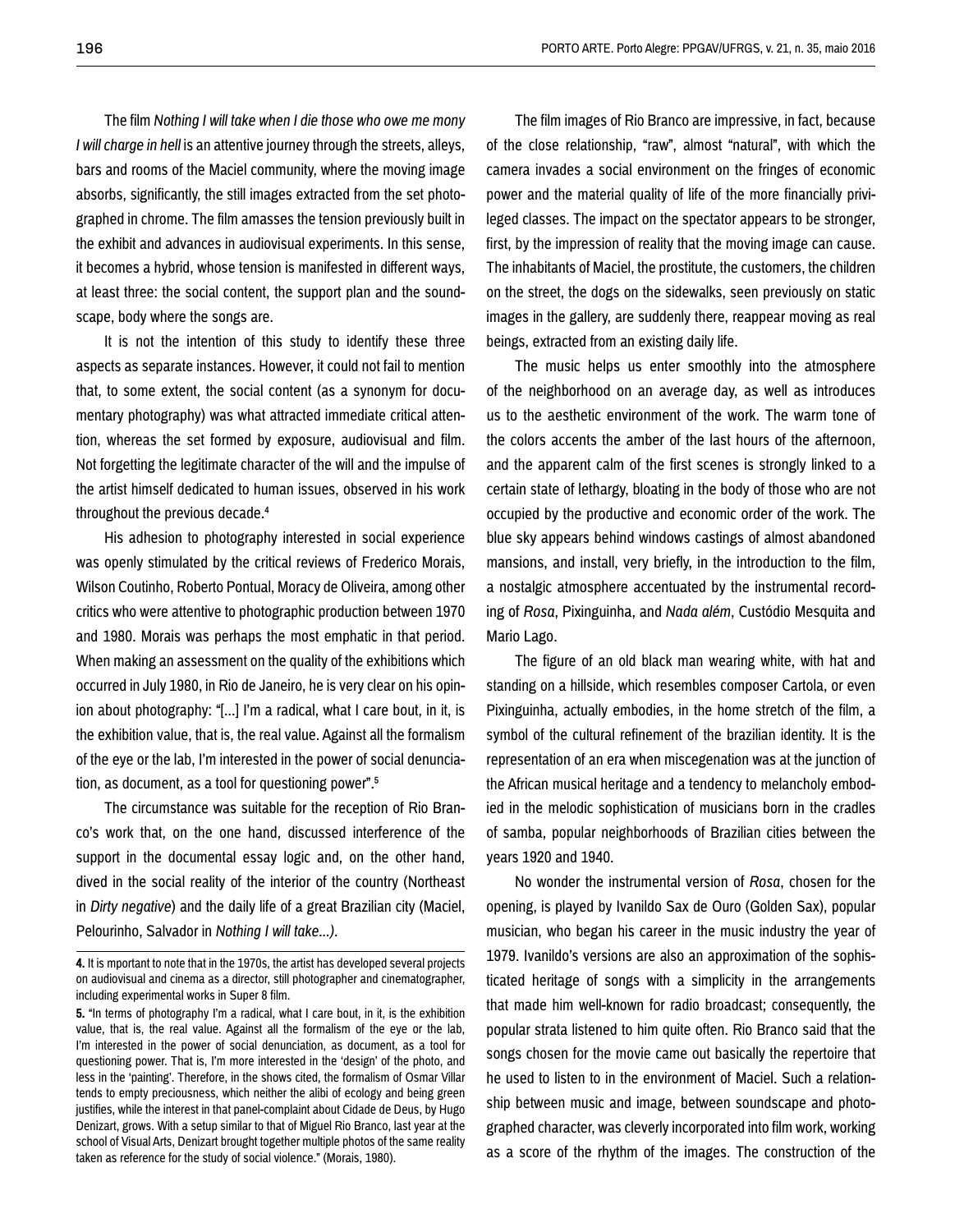The film *Nothing I will take when I die those who owe me mony I will charge in hell* is an attentive journey through the streets, alleys, bars and rooms of the Maciel community, where the moving image absorbs, significantly, the still images extracted from the set photographed in chrome. The film amasses the tension previously built in the exhibit and advances in audiovisual experiments. In this sense, it becomes a hybrid, whose tension is manifested in different ways, at least three: the social content, the support plan and the soundscape, body where the songs are.

It is not the intention of this study to identify these three aspects as separate instances. However, it could not fail to mention that, to some extent, the social content (as a synonym for documentary photography) was what attracted immediate critical attention, whereas the set formed by exposure, audiovisual and film. Not forgetting the legitimate character of the will and the impulse of the artist himself dedicated to human issues, observed in his work throughout the previous decade.[4]

His adhesion to photography interested in social experience was openly stimulated by the critical reviews of Frederico Morais, Wilson Coutinho, Roberto Pontual, Moracy de Oliveira, among other critics who were attentive to photographic production between 1970 and 1980. Morais was perhaps the most emphatic in that period. When making an assessment on the quality of the exhibitions which occurred in July 1980, in Rio de Janeiro, he is very clear on his opinion about photography: "[...] I'm a radical, what I care bout, in it, is the exhibition value, that is, the real value. Against all the formalism of the eye or the lab, I'm interested in the power of social denunciation, as document, as a tool for questioning power".[5]

The circumstance was suitable for the reception of Rio Branco's work that, on the one hand, discussed interference of the support in the documental essay logic and, on the other hand, dived in the social reality of the interior of the country (Northeast in *Dirty negative*) and the daily life of a great Brazilian city (Maciel, Pelourinho, Salvador in *Nothing I will take...)*.

The film images of Rio Branco are impressive, in fact, because of the close relationship, "raw", almost "natural", with which the camera invades a social environment on the fringes of economic power and the material quality of life of the more financially privileged classes. The impact on the spectator appears to be stronger, first, by the impression of reality that the moving image can cause. The inhabitants of Maciel, the prostitute, the customers, the children on the street, the dogs on the sidewalks, seen previously on static images in the gallery, are suddenly there, reappear moving as real beings, extracted from an existing daily life.

The music helps us enter smoothly into the atmosphere of the neighborhood on an average day, as well as introduces us to the aesthetic environment of the work. The warm tone of the colors accents the amber of the last hours of the afternoon, and the apparent calm of the first scenes is strongly linked to a certain state of lethargy, bloating in the body of those who are not occupied by the productive and economic order of the work. The blue sky appears behind windows castings of almost abandoned mansions, and install, very briefly, in the introduction to the film, a nostalgic atmosphere accentuated by the instrumental recording of *Rosa*, Pixinguinha, and *Nada além*, Custódio Mesquita and Mario Lago.

The figure of an old black man wearing white, with hat and standing on a hillside, which resembles composer Cartola, or even Pixinguinha, actually embodies, in the home stretch of the film, a symbol of the cultural refinement of the brazilian identity. It is the representation of an era when miscegenation was at the junction of the African musical heritage and a tendency to melancholy embodied in the melodic sophistication of musicians born in the cradles of samba, popular neighborhoods of Brazilian cities between the years 1920 and 1940.

No wonder the instrumental version of *Rosa*, chosen for the opening, is played by Ivanildo Sax de Ouro (Golden Sax), popular musician, who began his career in the music industry the year of 1979. Ivanildo's versions are also an approximation of the sophisticated heritage of songs with a simplicity in the arrangements that made him well-known for radio broadcast; consequently, the popular strata listened to him quite often. Rio Branco said that the songs chosen for the movie came out basically the repertoire that he used to listen to in the environment of Maciel. Such a relationship between music and image, between soundscape and photographed character, was cleverly incorporated into film work, working as a score of the rhythm of the images. The construction of the

---

**4.** It is mportant to note that in the 1970s, the artist has developed several projects on audiovisual and cinema as a director, still photographer and cinematographer, including experimental works in Super 8 film.

**5.** "In terms of photography I'm a radical, what I care bout, in it, is the exhibition value, that is, the real value. Against all the formalism of the eye or the lab, I'm interested in the power of social denunciation, as document, as a tool for questioning power. That is, I'm more interested in the 'design' of the photo, and less in the 'painting'. Therefore, in the shows cited, the formalism of Osmar Villar tends to empty preciousness, which neither the alibi of ecology and being green justifies, while the interest in that panel-complaint about Cidade de Deus, by Hugo Denizart, grows. With a setup similar to that of Miguel Rio Branco, last year at the school of Visual Arts, Denizart brought together multiple photos of the same reality taken as reference for the study of social violence." (Morais, 1980).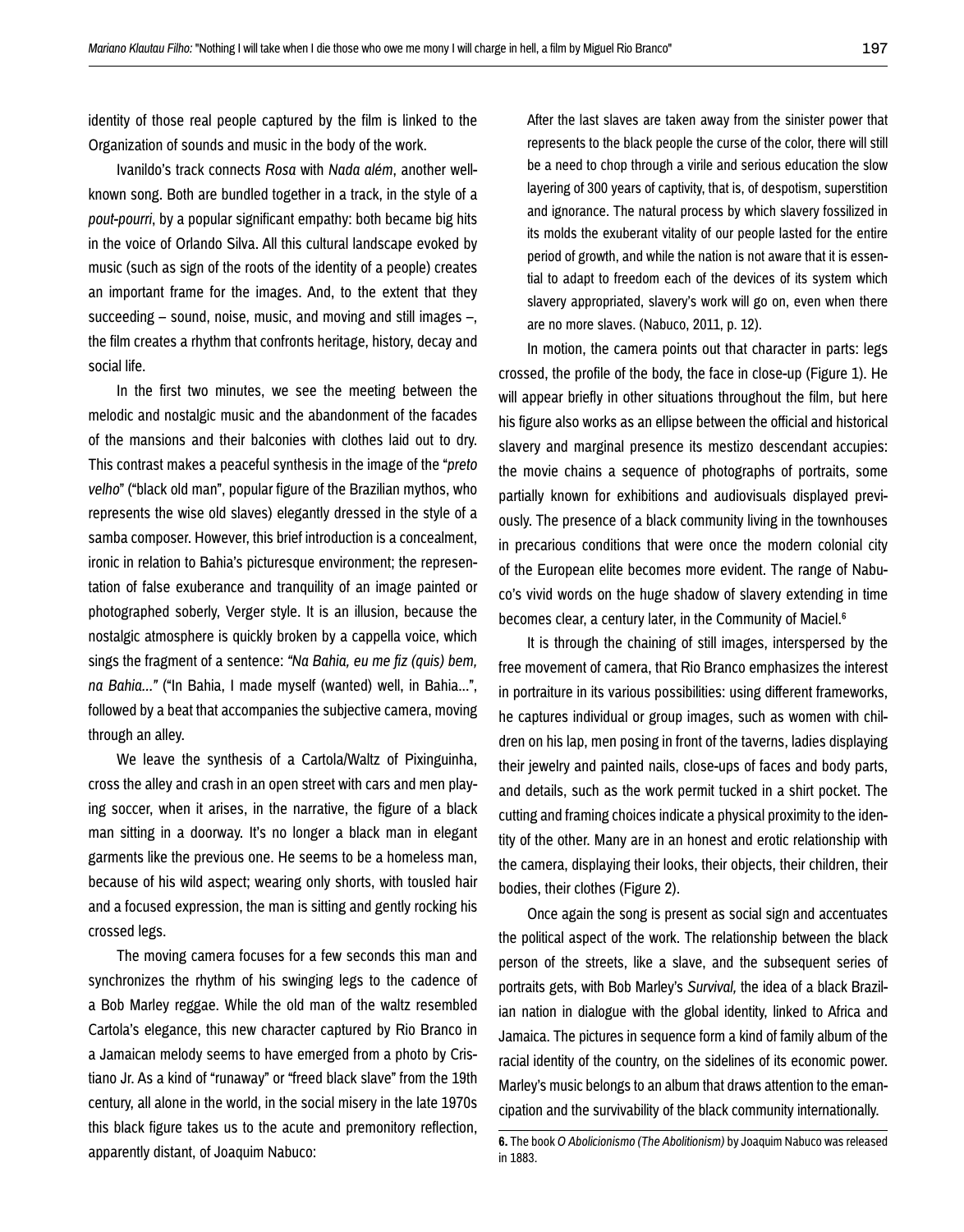identity of those real people captured by the film is linked to the Organization of sounds and music in the body of the work.

Ivanildo's track connects *Rosa* with *Nada além*, another well-known song. Both are bundled together in a track, in the style of a *pout-pourri*, by a popular significant empathy: both became big hits in the voice of Orlando Silva. All this cultural landscape evoked by music (such as sign of the roots of the identity of a people) creates an important frame for the images. And, to the extent that they succeeding – sound, noise, music, and moving and still images –, the film creates a rhythm that confronts heritage, history, decay and social life.

In the first two minutes, we see the meeting between the melodic and nostalgic music and the abandonment of the facades of the mansions and their balconies with clothes laid out to dry. This contrast makes a peaceful synthesis in the image of the "*preto velho*" ("black old man", popular figure of the Brazilian mythos, who represents the wise old slaves) elegantly dressed in the style of a samba composer. However, this brief introduction is a concealment, ironic in relation to Bahia's picturesque environment; the representation of false exuberance and tranquility of an image painted or photographed soberly, Verger style. It is an illusion, because the nostalgic atmosphere is quickly broken by a cappella voice, which sings the fragment of a sentence: *"Na Bahia, eu me fiz (quis) bem, na Bahia..."* ("In Bahia, I made myself (wanted) well, in Bahia...", followed by a beat that accompanies the subjective camera, moving through an alley.

We leave the synthesis of a Cartola/Waltz of Pixinguinha, cross the alley and crash in an open street with cars and men playing soccer, when it arises, in the narrative, the figure of a black man sitting in a doorway. It's no longer a black man in elegant garments like the previous one. He seems to be a homeless man, because of his wild aspect; wearing only shorts, with tousled hair and a focused expression, the man is sitting and gently rocking his crossed legs.

The moving camera focuses for a few seconds this man and synchronizes the rhythm of his swinging legs to the cadence of a Bob Marley reggae. While the old man of the waltz resembled Cartola's elegance, this new character captured by Rio Branco in a Jamaican melody seems to have emerged from a photo by Cristiano Jr. As a kind of "runaway" or "freed black slave" from the 19th century, all alone in the world, in the social misery in the late 1970s this black figure takes us to the acute and premonitory reflection, apparently distant, of Joaquim Nabuco:

> After the last slaves are taken away from the sinister power that represents to the black people the curse of the color, there will still be a need to chop through a virile and serious education the slow layering of 300 years of captivity, that is, of despotism, superstition and ignorance. The natural process by which slavery fossilized in its molds the exuberant vitality of our people lasted for the entire period of growth, and while the nation is not aware that it is essential to adapt to freedom each of the devices of its system which slavery appropriated, slavery's work will go on, even when there are no more slaves. (Nabuco, 2011, p. 12).

In motion, the camera points out that character in parts: legs crossed, the profile of the body, the face in close-up (Figure 1). He will appear briefly in other situations throughout the film, but here his figure also works as an ellipse between the official and historical slavery and marginal presence its mestizo descendant accupies: the movie chains a sequence of photographs of portraits, some partially known for exhibitions and audiovisuals displayed previously. The presence of a black community living in the townhouses in precarious conditions that were once the modern colonial city of the European elite becomes more evident. The range of Nabuco's vivid words on the huge shadow of slavery extending in time becomes clear, a century later, in the Community of Maciel.[6]

It is through the chaining of still images, interspersed by the free movement of camera, that Rio Branco emphasizes the interest in portraiture in its various possibilities: using different frameworks, he captures individual or group images, such as women with children on his lap, men posing in front of the taverns, ladies displaying their jewelry and painted nails, close-ups of faces and body parts, and details, such as the work permit tucked in a shirt pocket. The cutting and framing choices indicate a physical proximity to the identity of the other. Many are in an honest and erotic relationship with the camera, displaying their looks, their objects, their children, their bodies, their clothes (Figure 2).

Once again the song is present as social sign and accentuates the political aspect of the work. The relationship between the black person of the streets, like a slave, and the subsequent series of portraits gets, with Bob Marley's *Survival,* the idea of a black Brazilian nation in dialogue with the global identity, linked to Africa and Jamaica. The pictures in sequence form a kind of family album of the racial identity of the country, on the sidelines of its economic power. Marley's music belongs to an album that draws attention to the emancipation and the survivability of the black community internationally.

---

**6.** The book *O Abolicionismo (The Abolitionism)* by Joaquim Nabuco was released in 1883.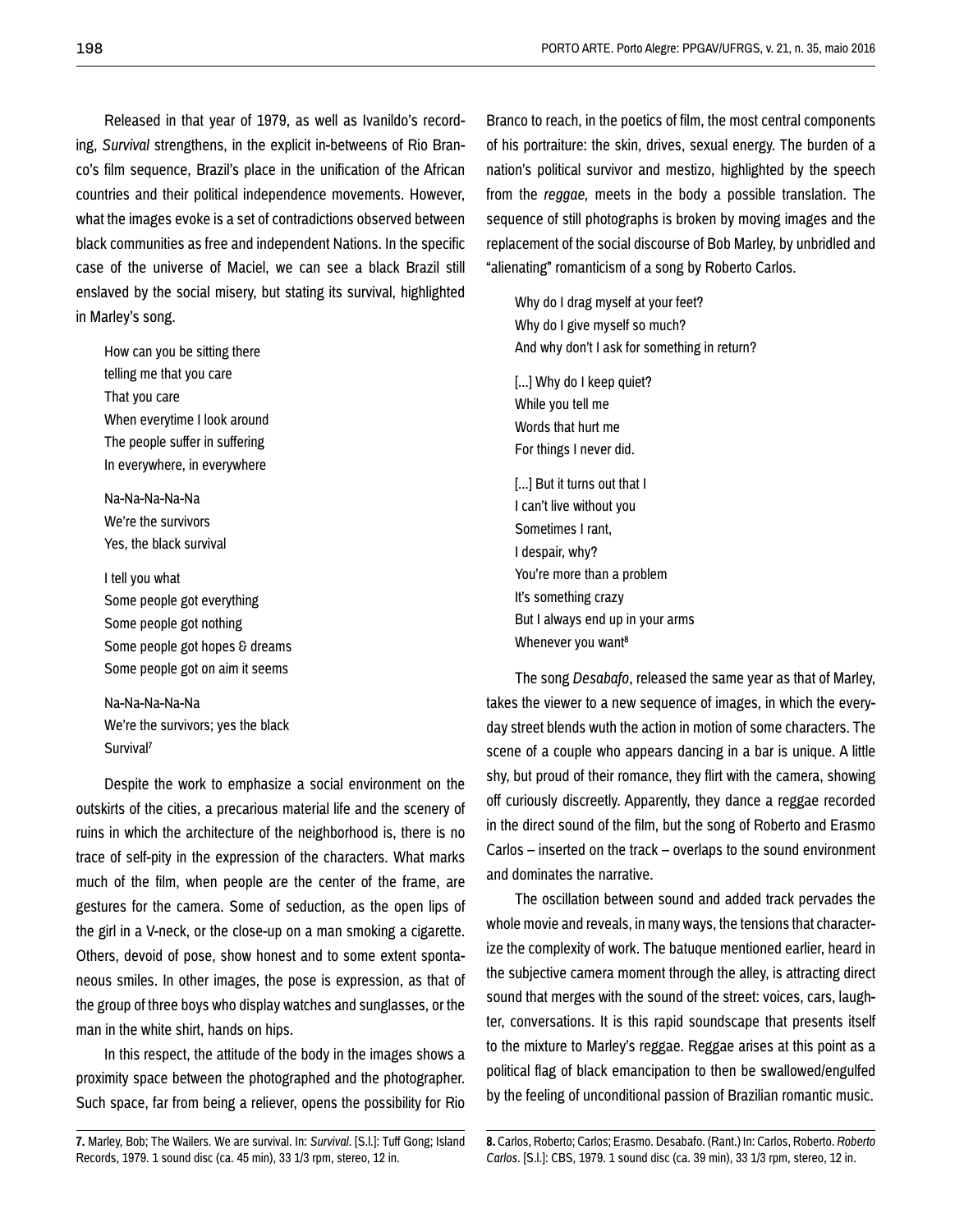Released in that year of 1979, as well as Ivanildo's recording, *Survival* strengthens, in the explicit in-betweens of Rio Branco's film sequence, Brazil's place in the unification of the African countries and their political independence movements. However, what the images evoke is a set of contradictions observed between black communities as free and independent Nations. In the specific case of the universe of Maciel, we can see a black Brazil still enslaved by the social misery, but stating its survival, highlighted in Marley's song.

> How can you be sitting there
> telling me that you care
> That you care
> When everytime I look around
> The people suffer in suffering
> In everywhere, in everywhere
>
> Na-Na-Na-Na-Na
> We're the survivors
> Yes, the black survival
>
> I tell you what
> Some people got everything
> Some people got nothing
> Some people got hopes & dreams
> Some people got on aim it seems
>
> Na-Na-Na-Na-Na
> We're the survivors; yes the black
> Survival[7]

Despite the work to emphasize a social environment on the outskirts of the cities, a precarious material life and the scenery of ruins in which the architecture of the neighborhood is, there is no trace of self-pity in the expression of the characters. What marks much of the film, when people are the center of the frame, are gestures for the camera. Some of seduction, as the open lips of the girl in a V-neck, or the close-up on a man smoking a cigarette. Others, devoid of pose, show honest and to some extent spontaneous smiles. In other images, the pose is expression, as that of the group of three boys who display watches and sunglasses, or the man in the white shirt, hands on hips.

In this respect, the attitude of the body in the images shows a proximity space between the photographed and the photographer. Such space, far from being a reliever, opens the possibility for Rio Branco to reach, in the poetics of film, the most central components of his portraiture: the skin, drives, sexual energy. The burden of a nation's political survivor and mestizo, highlighted by the speech from the *reggae,* meets in the body a possible translation. The sequence of still photographs is broken by moving images and the replacement of the social discourse of Bob Marley, by unbridled and "alienating" romanticism of a song by Roberto Carlos.

> Why do I drag myself at your feet?
> Why do I give myself so much?
> And why don't I ask for something in return?
>
> [...] Why do I keep quiet?
> While you tell me
> Words that hurt me
> For things I never did.
>
> [...] But it turns out that I
> I can't live without you
> Sometimes I rant,
> I despair, why?
> You're more than a problem
> It's something crazy
> But I always end up in your arms
> Whenever you want[8]

The song *Desabafo*, released the same year as that of Marley, takes the viewer to a new sequence of images, in which the everyday street blends wuth the action in motion of some characters. The scene of a couple who appears dancing in a bar is unique. A little shy, but proud of their romance, they flirt with the camera, showing off curiously discreetly. Apparently, they dance a reggae recorded in the direct sound of the film, but the song of Roberto and Erasmo Carlos – inserted on the track – overlaps to the sound environment and dominates the narrative.

The oscillation between sound and added track pervades the whole movie and reveals, in many ways, the tensions that characterize the complexity of work. The batuque mentioned earlier, heard in the subjective camera moment through the alley, is attracting direct sound that merges with the sound of the street: voices, cars, laughter, conversations. It is this rapid soundscape that presents itself to the mixture to Marley's reggae. Reggae arises at this point as a political flag of black emancipation to then be swallowed/engulfed by the feeling of unconditional passion of Brazilian romantic music.

---

**7.** Marley, Bob; The Wailers. We are survival. In: *Survival*. [S.l.]: Tuff Gong; Island Records, 1979. 1 sound disc (ca. 45 min), 33 1/3 rpm, stereo, 12 in.

**8.** Carlos, Roberto; Carlos; Erasmo. Desabafo. (Rant.) In: Carlos, Roberto. *Roberto Carlos*. [S.l.]: CBS, 1979. 1 sound disc (ca. 39 min), 33 1/3 rpm, stereo, 12 in.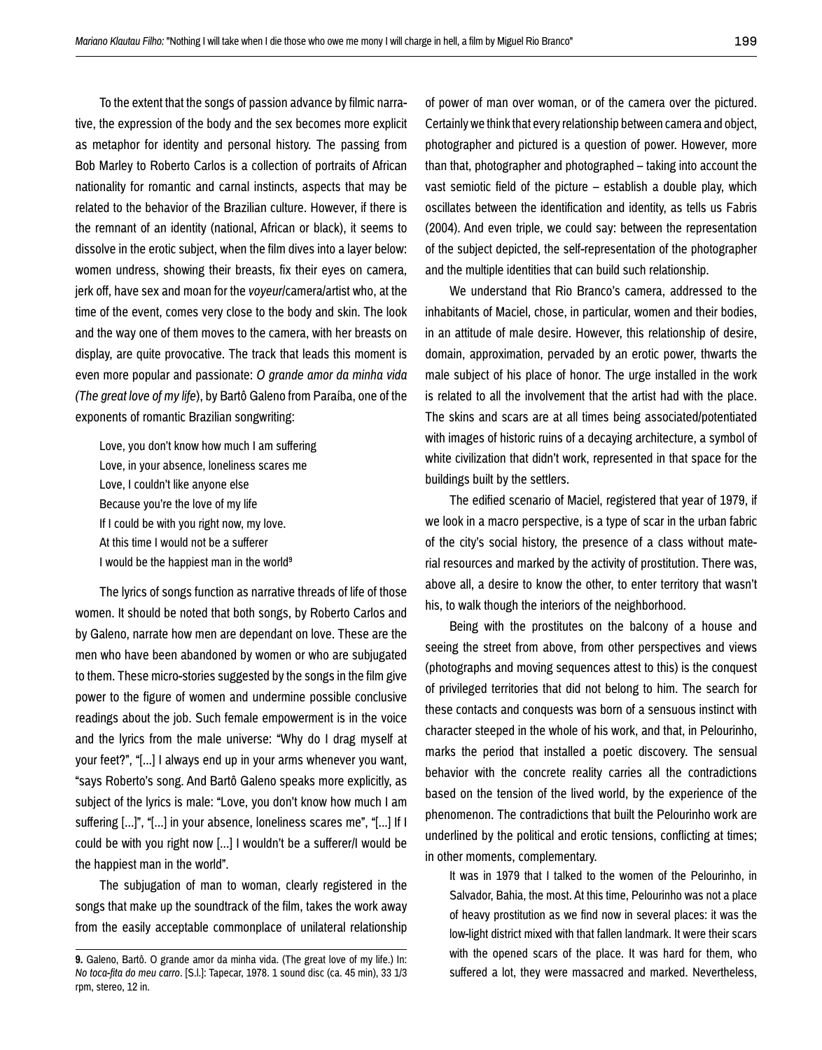To the extent that the songs of passion advance by filmic narrative, the expression of the body and the sex becomes more explicit as metaphor for identity and personal history. The passing from Bob Marley to Roberto Carlos is a collection of portraits of African nationality for romantic and carnal instincts, aspects that may be related to the behavior of the Brazilian culture. However, if there is the remnant of an identity (national, African or black), it seems to dissolve in the erotic subject, when the film dives into a layer below: women undress, showing their breasts, fix their eyes on camera, jerk off, have sex and moan for the *voyeur*/camera/artist who, at the time of the event, comes very close to the body and skin. The look and the way one of them moves to the camera, with her breasts on display, are quite provocative. The track that leads this moment is even more popular and passionate: *O grande amor da minha vida (The great love of my life)*, by Bartô Galeno from Paraíba, one of the exponents of romantic Brazilian songwriting:

> Love, you don't know how much I am suffering
> Love, in your absence, loneliness scares me
> Love, I couldn't like anyone else
> Because you're the love of my life
> If I could be with you right now, my love.
> At this time I would not be a sufferer
> I would be the happiest man in the world[9]

The lyrics of songs function as narrative threads of life of those women. It should be noted that both songs, by Roberto Carlos and by Galeno, narrate how men are dependant on love. These are the men who have been abandoned by women or who are subjugated to them. These micro-stories suggested by the songs in the film give power to the figure of women and undermine possible conclusive readings about the job. Such female empowerment is in the voice and the lyrics from the male universe: "Why do I drag myself at your feet?", "[...] I always end up in your arms whenever you want, "says Roberto's song. And Bartô Galeno speaks more explicitly, as subject of the lyrics is male: "Love, you don't know how much I am suffering [...]", "[...] in your absence, loneliness scares me", "[...] If I could be with you right now [...] I wouldn't be a sufferer/I would be the happiest man in the world".

The subjugation of man to woman, clearly registered in the songs that make up the soundtrack of the film, takes the work away from the easily acceptable commonplace of unilateral relationship of power of man over woman, or of the camera over the pictured. Certainly we think that every relationship between camera and object, photographer and pictured is a question of power. However, more than that, photographer and photographed – taking into account the vast semiotic field of the picture – establish a double play, which oscillates between the identification and identity, as tells us Fabris (2004). And even triple, we could say: between the representation of the subject depicted, the self-representation of the photographer and the multiple identities that can build such relationship.

We understand that Rio Branco's camera, addressed to the inhabitants of Maciel, chose, in particular, women and their bodies, in an attitude of male desire. However, this relationship of desire, domain, approximation, pervaded by an erotic power, thwarts the male subject of his place of honor. The urge installed in the work is related to all the involvement that the artist had with the place. The skins and scars are at all times being associated/potentiated with images of historic ruins of a decaying architecture, a symbol of white civilization that didn't work, represented in that space for the buildings built by the settlers.

The edified scenario of Maciel, registered that year of 1979, if we look in a macro perspective, is a type of scar in the urban fabric of the city's social history, the presence of a class without material resources and marked by the activity of prostitution. There was, above all, a desire to know the other, to enter territory that wasn't his, to walk though the interiors of the neighborhood.

Being with the prostitutes on the balcony of a house and seeing the street from above, from other perspectives and views (photographs and moving sequences attest to this) is the conquest of privileged territories that did not belong to him. The search for these contacts and conquests was born of a sensuous instinct with character steeped in the whole of his work, and that, in Pelourinho, marks the period that installed a poetic discovery. The sensual behavior with the concrete reality carries all the contradictions based on the tension of the lived world, by the experience of the phenomenon. The contradictions that built the Pelourinho work are underlined by the political and erotic tensions, conflicting at times; in other moments, complementary.

> It was in 1979 that I talked to the women of the Pelourinho, in Salvador, Bahia, the most. At this time, Pelourinho was not a place of heavy prostitution as we find now in several places: it was the low-light district mixed with that fallen landmark. It were their scars with the opened scars of the place. It was hard for them, who suffered a lot, they were massacred and marked. Nevertheless,

**9.** Galeno, Bartô. O grande amor da minha vida. (The great love of my life.) In: *No toca-fita do meu carro*. [S.l.]: Tapecar, 1978. 1 sound disc (ca. 45 min), 33 1/3 rpm, stereo, 12 in.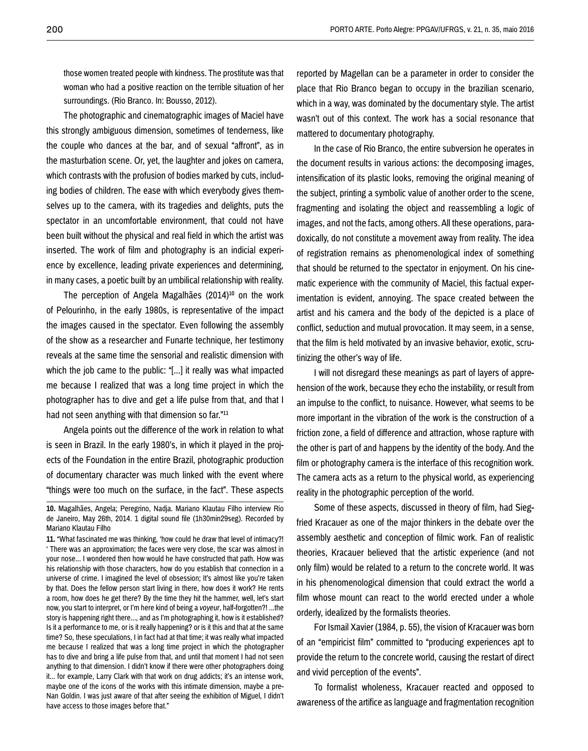those women treated people with kindness. The prostitute was that woman who had a positive reaction on the terrible situation of her surroundings. (Rio Branco. In: Bousso, 2012).

The photographic and cinematographic images of Maciel have this strongly ambiguous dimension, sometimes of tenderness, like the couple who dances at the bar, and of sexual "affront", as in the masturbation scene. Or, yet, the laughter and jokes on camera, which contrasts with the profusion of bodies marked by cuts, including bodies of children. The ease with which everybody gives themselves up to the camera, with its tragedies and delights, puts the spectator in an uncomfortable environment, that could not have been built without the physical and real field in which the artist was inserted. The work of film and photography is an indicial experience by excellence, leading private experiences and determining, in many cases, a poetic built by an umbilical relationship with reality.

The perception of Angela Magalhães (2014)[10] on the work of Pelourinho, in the early 1980s, is representative of the impact the images caused in the spectator. Even following the assembly of the show as a researcher and Funarte technique, her testimony reveals at the same time the sensorial and realistic dimension with which the job came to the public: "[...] it really was what impacted me because I realized that was a long time project in which the photographer has to dive and get a life pulse from that, and that I had not seen anything with that dimension so far."[11]

Angela points out the difference of the work in relation to what is seen in Brazil. In the early 1980's, in which it played in the projects of the Foundation in the entire Brazil, photographic production of documentary character was much linked with the event where "things were too much on the surface, in the fact". These aspects reported by Magellan can be a parameter in order to consider the place that Rio Branco began to occupy in the brazilian scenario, which in a way, was dominated by the documentary style. The artist wasn't out of this context. The work has a social resonance that mattered to documentary photography.

In the case of Rio Branco, the entire subversion he operates in the document results in various actions: the decomposing images, intensification of its plastic looks, removing the original meaning of the subject, printing a symbolic value of another order to the scene, fragmenting and isolating the object and reassembling a logic of images, and not the facts, among others. All these operations, paradoxically, do not constitute a movement away from reality. The idea of registration remains as phenomenological index of something that should be returned to the spectator in enjoyment. On his cinematic experience with the community of Maciel, this factual experimentation is evident, annoying. The space created between the artist and his camera and the body of the depicted is a place of conflict, seduction and mutual provocation. It may seem, in a sense, that the film is held motivated by an invasive behavior, exotic, scrutinizing the other's way of life.

I will not disregard these meanings as part of layers of apprehension of the work, because they echo the instability, or result from an impulse to the conflict, to nuisance. However, what seems to be more important in the vibration of the work is the construction of a friction zone, a field of difference and attraction, whose rapture with the other is part of and happens by the identity of the body. And the film or photography camera is the interface of this recognition work. The camera acts as a return to the physical world, as experiencing reality in the photographic perception of the world.

Some of these aspects, discussed in theory of film, had Siegfried Kracauer as one of the major thinkers in the debate over the assembly aesthetic and conception of filmic work. Fan of realistic theories, Kracauer believed that the artistic experience (and not only film) would be related to a return to the concrete world. It was in his phenomenological dimension that could extract the world a film whose mount can react to the world erected under a whole orderly, idealized by the formalists theories.

For Ismail Xavier (1984, p. 55), the vision of Kracauer was born of an "empiricist film" committed to "producing experiences apt to provide the return to the concrete world, causing the restart of direct and vivid perception of the events".

To formalist wholeness, Kracauer reacted and opposed to awareness of the artifice as language and fragmentation recognition

---

**10.** Magalhães, Angela; Peregrino, Nadja. Mariano Klautau Filho interview Rio de Janeiro, May 26th, 2014. 1 digital sound file (1h30min29seg). Recorded by Mariano Klautau Filho

**11.** "What fascinated me was thinking, 'how could he draw that level of intimacy?! ' There was an approximation; the faces were very close, the scar was almost in your nose... I wondered then how would he have constructed that path. How was his relationship with those characters, how do you establish that connection in a universe of crime. I imagined the level of obsession; It's almost like you're taken by that. Does the fellow person start living in there, how does it work? He rents a room, how does he get there? By the time they hit the hammer, well, let's start now, you start to interpret, or I'm here kind of being a *voyeur*, half-forgotten?! ...the story is happening right there..., and as I'm photographing it, how is it established? Is it a performance to me, or is it really happening? or is it this and that at the same time? So, these speculations, I in fact had at that time; it was really what impacted me because I realized that was a long time project in which the photographer has to dive and bring a life pulse from that, and until that moment I had not seen anything to that dimension. I didn't know if there were other photographers doing it... for example, Larry Clark with that work on drug addicts; it's an intense work, maybe one of the icons of the works with this intimate dimension, maybe a pre-Nan Goldin. I was just aware of that after seeing the exhibition of Miguel, I didn't have access to those images before that."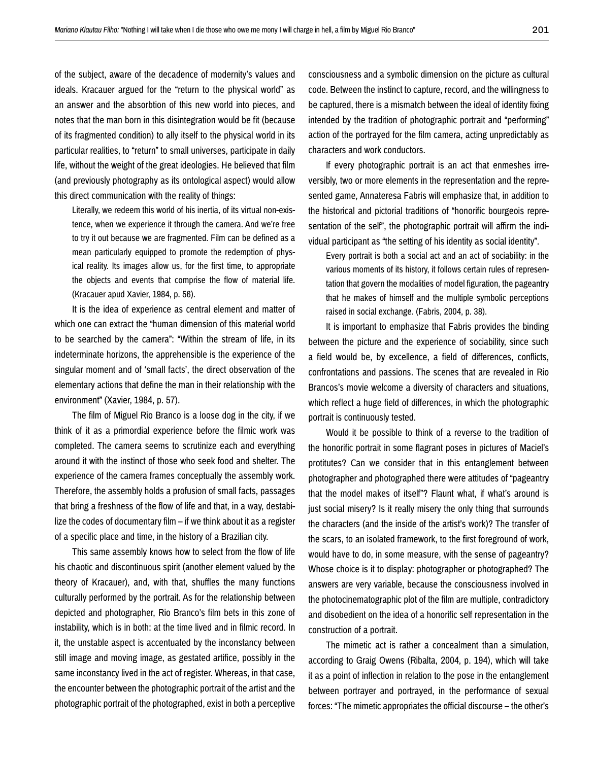of the subject, aware of the decadence of modernity's values and ideals. Kracauer argued for the "return to the physical world" as an answer and the absorbtion of this new world into pieces, and notes that the man born in this disintegration would be fit (because of its fragmented condition) to ally itself to the physical world in its particular realities, to "return" to small universes, participate in daily life, without the weight of the great ideologies. He believed that film (and previously photography as its ontological aspect) would allow this direct communication with the reality of things:

> Literally, we redeem this world of his inertia, of its virtual non-existence, when we experience it through the camera. And we're free to try it out because we are fragmented. Film can be defined as a mean particularly equipped to promote the redemption of physical reality. Its images allow us, for the first time, to appropriate the objects and events that comprise the flow of material life. (Kracauer apud Xavier, 1984, p. 56).

It is the idea of experience as central element and matter of which one can extract the "human dimension of this material world to be searched by the camera": "Within the stream of life, in its indeterminate horizons, the apprehensible is the experience of the singular moment and of 'small facts', the direct observation of the elementary actions that define the man in their relationship with the environment" (Xavier, 1984, p. 57).

The film of Miguel Rio Branco is a loose dog in the city, if we think of it as a primordial experience before the filmic work was completed. The camera seems to scrutinize each and everything around it with the instinct of those who seek food and shelter. The experience of the camera frames conceptually the assembly work. Therefore, the assembly holds a profusion of small facts, passages that bring a freshness of the flow of life and that, in a way, destabilize the codes of documentary film – if we think about it as a register of a specific place and time, in the history of a Brazilian city.

This same assembly knows how to select from the flow of life his chaotic and discontinuous spirit (another element valued by the theory of Kracauer), and, with that, shuffles the many functions culturally performed by the portrait. As for the relationship between depicted and photographer, Rio Branco's film bets in this zone of instability, which is in both: at the time lived and in filmic record. In it, the unstable aspect is accentuated by the inconstancy between still image and moving image, as gestated artifice, possibly in the same inconstancy lived in the act of register. Whereas, in that case, the encounter between the photographic portrait of the artist and the photographic portrait of the photographed, exist in both a perceptive consciousness and a symbolic dimension on the picture as cultural code. Between the instinct to capture, record, and the willingness to be captured, there is a mismatch between the ideal of identity fixing intended by the tradition of photographic portrait and "performing" action of the portrayed for the film camera, acting unpredictably as characters and work conductors.

If every photographic portrait is an act that enmeshes irreversibly, two or more elements in the representation and the represented game, Annateresa Fabris will emphasize that, in addition to the historical and pictorial traditions of "honorific bourgeois representation of the self", the photographic portrait will affirm the individual participant as "the setting of his identity as social identity".

> Every portrait is both a social act and an act of sociability: in the various moments of its history, it follows certain rules of representation that govern the modalities of model figuration, the pageantry that he makes of himself and the multiple symbolic perceptions raised in social exchange. (Fabris, 2004, p. 38).

It is important to emphasize that Fabris provides the binding between the picture and the experience of sociability, since such a field would be, by excellence, a field of differences, conflicts, confrontations and passions. The scenes that are revealed in Rio Brancos's movie welcome a diversity of characters and situations, which reflect a huge field of differences, in which the photographic portrait is continuously tested.

Would it be possible to think of a reverse to the tradition of the honorific portrait in some flagrant poses in pictures of Maciel's protitutes? Can we consider that in this entanglement between photographer and photographed there were attitudes of "pageantry that the model makes of itself"? Flaunt what, if what's around is just social misery? Is it really misery the only thing that surrounds the characters (and the inside of the artist's work)? The transfer of the scars, to an isolated framework, to the first foreground of work, would have to do, in some measure, with the sense of pageantry? Whose choice is it to display: photographer or photographed? The answers are very variable, because the consciousness involved in the photocinematographic plot of the film are multiple, contradictory and disobedient on the idea of a honorific self representation in the construction of a portrait.

The mimetic act is rather a concealment than a simulation, according to Graig Owens (Ribalta, 2004, p. 194), which will take it as a point of inflection in relation to the pose in the entanglement between portrayer and portrayed, in the performance of sexual forces: "The mimetic appropriates the official discourse – the other's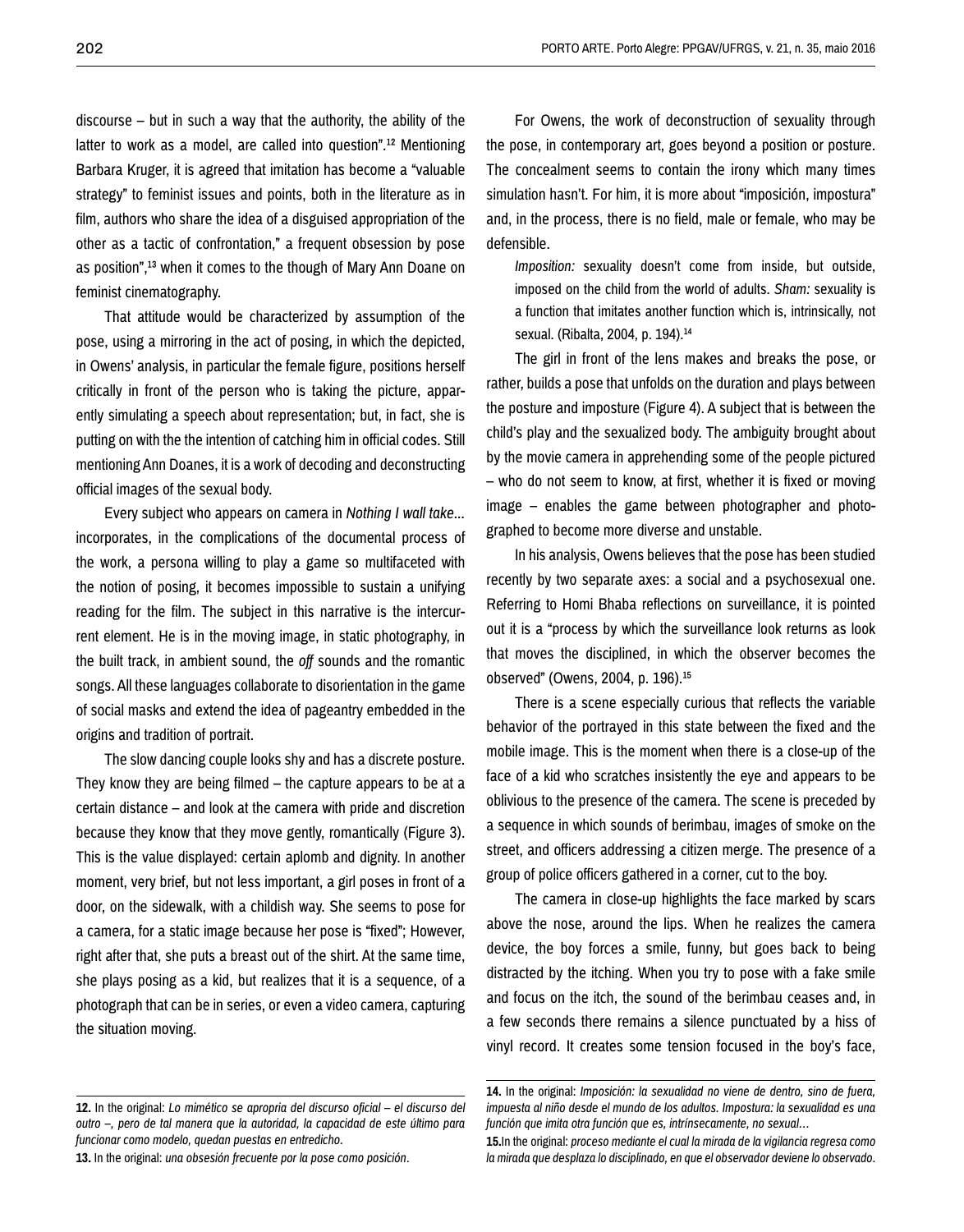discourse – but in such a way that the authority, the ability of the latter to work as a model, are called into question".[12] Mentioning Barbara Kruger, it is agreed that imitation has become a "valuable strategy" to feminist issues and points, both in the literature as in film, authors who share the idea of a disguised appropriation of the other as a tactic of confrontation," a frequent obsession by pose as position",[13] when it comes to the though of Mary Ann Doane on feminist cinematography.

That attitude would be characterized by assumption of the pose, using a mirroring in the act of posing, in which the depicted, in Owens' analysis, in particular the female figure, positions herself critically in front of the person who is taking the picture, apparently simulating a speech about representation; but, in fact, she is putting on with the the intention of catching him in official codes. Still mentioning Ann Doanes, it is a work of decoding and deconstructing official images of the sexual body.

Every subject who appears on camera in *Nothing I wall take...* incorporates, in the complications of the documental process of the work, a persona willing to play a game so multifaceted with the notion of posing, it becomes impossible to sustain a unifying reading for the film. The subject in this narrative is the intercurrent element. He is in the moving image, in static photography, in the built track, in ambient sound, the *off* sounds and the romantic songs. All these languages collaborate to disorientation in the game of social masks and extend the idea of pageantry embedded in the origins and tradition of portrait.

The slow dancing couple looks shy and has a discrete posture. They know they are being filmed – the capture appears to be at a certain distance – and look at the camera with pride and discretion because they know that they move gently, romantically (Figure 3). This is the value displayed: certain aplomb and dignity. In another moment, very brief, but not less important, a girl poses in front of a door, on the sidewalk, with a childish way. She seems to pose for a camera, for a static image because her pose is "fixed"; However, right after that, she puts a breast out of the shirt. At the same time, she plays posing as a kid, but realizes that it is a sequence, of a photograph that can be in series, or even a video camera, capturing the situation moving.

For Owens, the work of deconstruction of sexuality through the pose, in contemporary art, goes beyond a position or posture. The concealment seems to contain the irony which many times simulation hasn't. For him, it is more about "imposición, impostura" and, in the process, there is no field, male or female, who may be defensible.

> *Imposition:* sexuality doesn't come from inside, but outside, imposed on the child from the world of adults. *Sham:* sexuality is a function that imitates another function which is, intrinsically, not sexual. (Ribalta, 2004, p. 194).[14]

The girl in front of the lens makes and breaks the pose, or rather, builds a pose that unfolds on the duration and plays between the posture and imposture (Figure 4). A subject that is between the child's play and the sexualized body. The ambiguity brought about by the movie camera in apprehending some of the people pictured – who do not seem to know, at first, whether it is fixed or moving image – enables the game between photographer and photographed to become more diverse and unstable.

In his analysis, Owens believes that the pose has been studied recently by two separate axes: a social and a psychosexual one. Referring to Homi Bhaba reflections on surveillance, it is pointed out it is a "process by which the surveillance look returns as look that moves the disciplined, in which the observer becomes the observed" (Owens, 2004, p. 196).[15]

There is a scene especially curious that reflects the variable behavior of the portrayed in this state between the fixed and the mobile image. This is the moment when there is a close-up of the face of a kid who scratches insistently the eye and appears to be oblivious to the presence of the camera. The scene is preceded by a sequence in which sounds of berimbau, images of smoke on the street, and officers addressing a citizen merge. The presence of a group of police officers gathered in a corner, cut to the boy.

The camera in close-up highlights the face marked by scars above the nose, around the lips. When he realizes the camera device, the boy forces a smile, funny, but goes back to being distracted by the itching. When you try to pose with a fake smile and focus on the itch, the sound of the berimbau ceases and, in a few seconds there remains a silence punctuated by a hiss of vinyl record. It creates some tension focused in the boy's face,

---

**12.** In the original: *Lo mimético se apropria del discurso oficial – el discurso del outro –, pero de tal manera que la autoridad, la capacidad de este último para funcionar como modelo, quedan puestas en entredicho.*

**13.** In the original: *una obsesión frecuente por la pose como posición*.

**14.** In the original: *Imposición: la sexualidad no viene de dentro, sino de fuera, impuesta al niño desde el mundo de los adultos. Impostura: la sexualidad es una función que imita otra función que es, intrínsecamente, no sexual…*

**15.** In the original: *proceso mediante el cual la mirada de la vigilancia regresa como la mirada que desplaza lo disciplinado, en que el observador deviene lo observado.*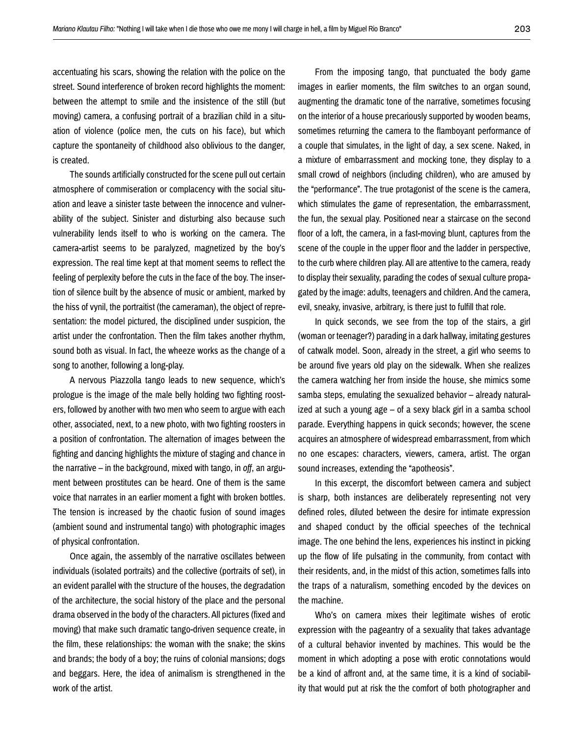accentuating his scars, showing the relation with the police on the street. Sound interference of broken record highlights the moment: between the attempt to smile and the insistence of the still (but moving) camera, a confusing portrait of a brazilian child in a situation of violence (police men, the cuts on his face), but which capture the spontaneity of childhood also oblivious to the danger, is created.

The sounds artificially constructed for the scene pull out certain atmosphere of commiseration or complacency with the social situation and leave a sinister taste between the innocence and vulnerability of the subject. Sinister and disturbing also because such vulnerability lends itself to who is working on the camera. The camera-artist seems to be paralyzed, magnetized by the boy's expression. The real time kept at that moment seems to reflect the feeling of perplexity before the cuts in the face of the boy. The insertion of silence built by the absence of music or ambient, marked by the hiss of vynil, the portraitist (the cameraman), the object of representation: the model pictured, the disciplined under suspicion, the artist under the confrontation. Then the film takes another rhythm, sound both as visual. In fact, the wheeze works as the change of a song to another, following a long-play.

A nervous Piazzolla tango leads to new sequence, which's prologue is the image of the male belly holding two fighting roosters, followed by another with two men who seem to argue with each other, associated, next, to a new photo, with two fighting roosters in a position of confrontation. The alternation of images between the fighting and dancing highlights the mixture of staging and chance in the narrative – in the background, mixed with tango, in *off*, an argument between prostitutes can be heard. One of them is the same voice that narrates in an earlier moment a fight with broken bottles. The tension is increased by the chaotic fusion of sound images (ambient sound and instrumental tango) with photographic images of physical confrontation.

Once again, the assembly of the narrative oscillates between individuals (isolated portraits) and the collective (portraits of set), in an evident parallel with the structure of the houses, the degradation of the architecture, the social history of the place and the personal drama observed in the body of the characters. All pictures (fixed and moving) that make such dramatic tango-driven sequence create, in the film, these relationships: the woman with the snake; the skins and brands; the body of a boy; the ruins of colonial mansions; dogs and beggars. Here, the idea of animalism is strengthened in the work of the artist.

From the imposing tango, that punctuated the body game images in earlier moments, the film switches to an organ sound, augmenting the dramatic tone of the narrative, sometimes focusing on the interior of a house precariously supported by wooden beams, sometimes returning the camera to the flamboyant performance of a couple that simulates, in the light of day, a sex scene. Naked, in a mixture of embarrassment and mocking tone, they display to a small crowd of neighbors (including children), who are amused by the "performance". The true protagonist of the scene is the camera, which stimulates the game of representation, the embarrassment, the fun, the sexual play. Positioned near a staircase on the second floor of a loft, the camera, in a fast-moving blunt, captures from the scene of the couple in the upper floor and the ladder in perspective, to the curb where children play. All are attentive to the camera, ready to display their sexuality, parading the codes of sexual culture propagated by the image: adults, teenagers and children. And the camera, evil, sneaky, invasive, arbitrary, is there just to fulfill that role.

In quick seconds, we see from the top of the stairs, a girl (woman or teenager?) parading in a dark hallway, imitating gestures of catwalk model. Soon, already in the street, a girl who seems to be around five years old play on the sidewalk. When she realizes the camera watching her from inside the house, she mimics some samba steps, emulating the sexualized behavior – already naturalized at such a young age – of a sexy black girl in a samba school parade. Everything happens in quick seconds; however, the scene acquires an atmosphere of widespread embarrassment, from which no one escapes: characters, viewers, camera, artist. The organ sound increases, extending the "apotheosis".

In this excerpt, the discomfort between camera and subject is sharp, both instances are deliberately representing not very defined roles, diluted between the desire for intimate expression and shaped conduct by the official speeches of the technical image. The one behind the lens, experiences his instinct in picking up the flow of life pulsating in the community, from contact with their residents, and, in the midst of this action, sometimes falls into the traps of a naturalism, something encoded by the devices on the machine.

Who's on camera mixes their legitimate wishes of erotic expression with the pageantry of a sexuality that takes advantage of a cultural behavior invented by machines. This would be the moment in which adopting a pose with erotic connotations would be a kind of affront and, at the same time, it is a kind of sociability that would put at risk the the comfort of both photographer and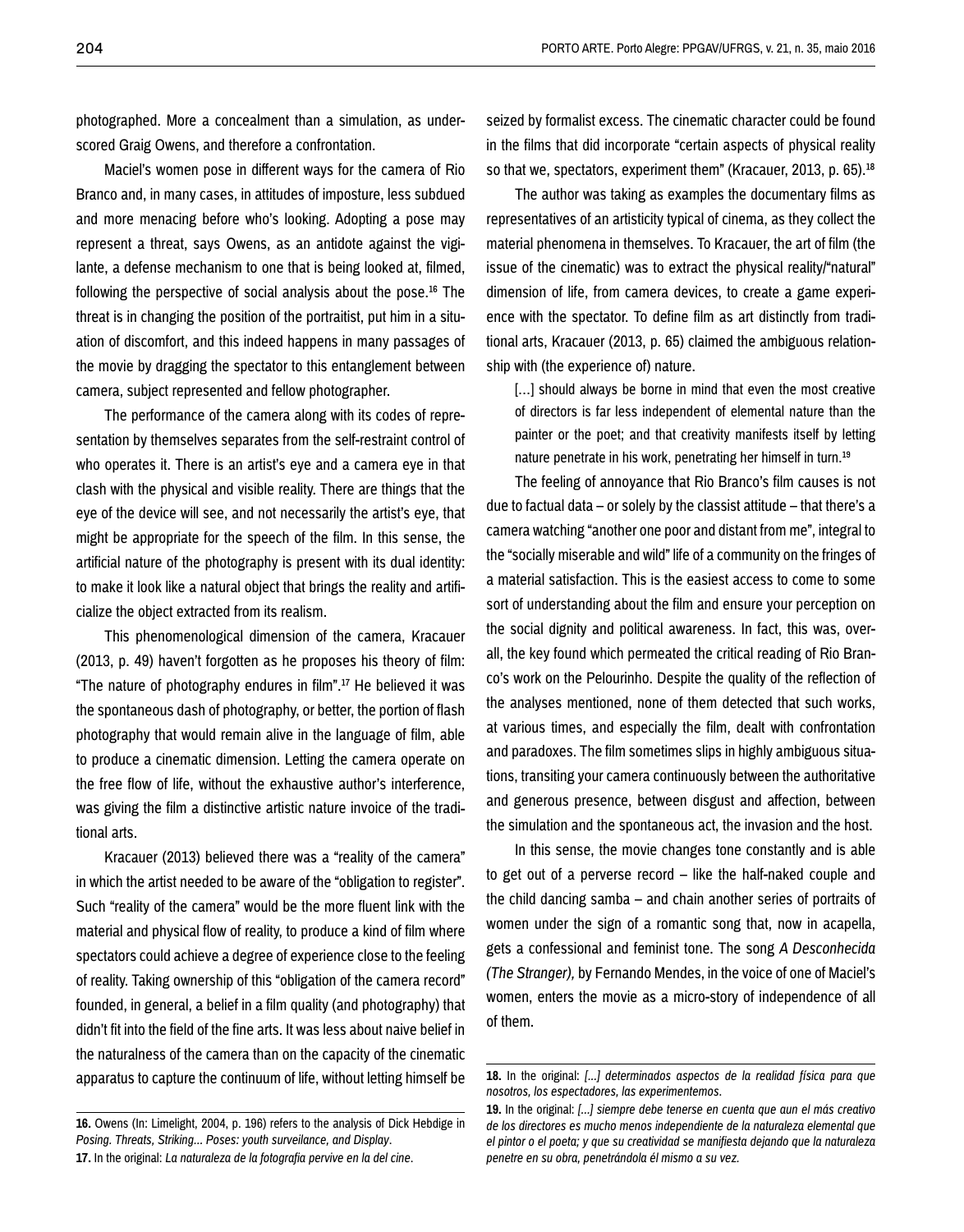photographed. More a concealment than a simulation, as underscored Graig Owens, and therefore a confrontation.

Maciel's women pose in different ways for the camera of Rio Branco and, in many cases, in attitudes of imposture, less subdued and more menacing before who's looking. Adopting a pose may represent a threat, says Owens, as an antidote against the vigilante, a defense mechanism to one that is being looked at, filmed, following the perspective of social analysis about the pose.[16] The threat is in changing the position of the portraitist, put him in a situation of discomfort, and this indeed happens in many passages of the movie by dragging the spectator to this entanglement between camera, subject represented and fellow photographer.

The performance of the camera along with its codes of representation by themselves separates from the self-restraint control of who operates it. There is an artist's eye and a camera eye in that clash with the physical and visible reality. There are things that the eye of the device will see, and not necessarily the artist's eye, that might be appropriate for the speech of the film. In this sense, the artificial nature of the photography is present with its dual identity: to make it look like a natural object that brings the reality and artificialize the object extracted from its realism.

This phenomenological dimension of the camera, Kracauer (2013, p. 49) haven't forgotten as he proposes his theory of film: "The nature of photography endures in film".[17] He believed it was the spontaneous dash of photography, or better, the portion of flash photography that would remain alive in the language of film, able to produce a cinematic dimension. Letting the camera operate on the free flow of life, without the exhaustive author's interference, was giving the film a distinctive artistic nature invoice of the traditional arts.

Kracauer (2013) believed there was a "reality of the camera" in which the artist needed to be aware of the "obligation to register". Such "reality of the camera" would be the more fluent link with the material and physical flow of reality, to produce a kind of film where spectators could achieve a degree of experience close to the feeling of reality. Taking ownership of this "obligation of the camera record" founded, in general, a belief in a film quality (and photography) that didn't fit into the field of the fine arts. It was less about naive belief in the naturalness of the camera than on the capacity of the cinematic apparatus to capture the continuum of life, without letting himself be seized by formalist excess. The cinematic character could be found in the films that did incorporate "certain aspects of physical reality so that we, spectators, experiment them" (Kracauer, 2013, p. 65).[18]

The author was taking as examples the documentary films as representatives of an artisticity typical of cinema, as they collect the material phenomena in themselves. To Kracauer, the art of film (the issue of the cinematic) was to extract the physical reality/"natural" dimension of life, from camera devices, to create a game experience with the spectator. To define film as art distinctly from traditional arts, Kracauer (2013, p. 65) claimed the ambiguous relationship with (the experience of) nature.

> [...] should always be borne in mind that even the most creative of directors is far less independent of elemental nature than the painter or the poet; and that creativity manifests itself by letting nature penetrate in his work, penetrating her himself in turn.[19]

The feeling of annoyance that Rio Branco's film causes is not due to factual data – or solely by the classist attitude – that there's a camera watching "another one poor and distant from me", integral to the "socially miserable and wild" life of a community on the fringes of a material satisfaction. This is the easiest access to come to some sort of understanding about the film and ensure your perception on the social dignity and political awareness. In fact, this was, overall, the key found which permeated the critical reading of Rio Branco's work on the Pelourinho. Despite the quality of the reflection of the analyses mentioned, none of them detected that such works, at various times, and especially the film, dealt with confrontation and paradoxes. The film sometimes slips in highly ambiguous situations, transiting your camera continuously between the authoritative and generous presence, between disgust and affection, between the simulation and the spontaneous act, the invasion and the host.

In this sense, the movie changes tone constantly and is able to get out of a perverse record – like the half-naked couple and the child dancing samba – and chain another series of portraits of women under the sign of a romantic song that, now in acapella, gets a confessional and feminist tone. The song *A Desconhecida (The Stranger)*, by Fernando Mendes, in the voice of one of Maciel's women, enters the movie as a micro-story of independence of all of them.

---

**16.** Owens (In: Limelight, 2004, p. 196) refers to the analysis of Dick Hebdige in *Posing. Threats, Striking... Poses: youth surveilance, and Display*.

**17.** In the original: *La naturaleza de la fotografia pervive en la del cine.*

**18.** In the original: *[...] determinados aspectos de la realidad física para que nosotros, los espectadores, las experimentemos.*

**19.** In the original: *[...] siempre debe tenerse en cuenta que aun el más creativo de los directores es mucho menos independiente de la naturaleza elemental que el pintor o el poeta; y que su creatividad se manifiesta dejando que la naturaleza penetre en su obra, penetrándola él mismo a su vez.*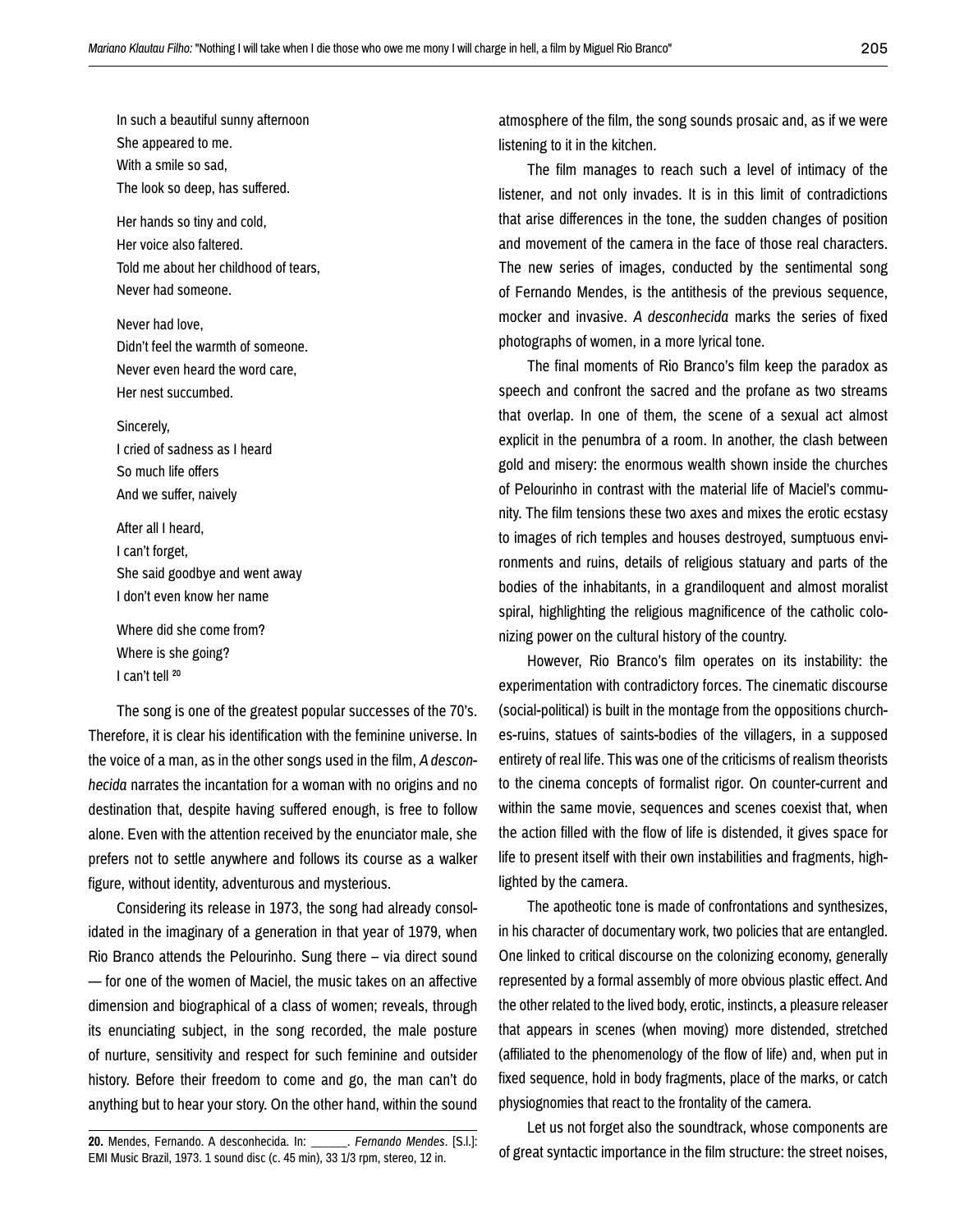In such a beautiful sunny afternoon
She appeared to me.
With a smile so sad,
The look so deep, has suffered.

Her hands so tiny and cold,
Her voice also faltered.
Told me about her childhood of tears,
Never had someone.

Never had love,
Didn't feel the warmth of someone.
Never even heard the word care,
Her nest succumbed.

Sincerely,
I cried of sadness as I heard
So much life offers
And we suffer, naively

After all I heard,
I can't forget,
She said goodbye and went away
I don't even know her name

Where did she come from?
Where is she going?
I can't tell [20]

The song is one of the greatest popular successes of the 70's. Therefore, it is clear his identification with the feminine universe. In the voice of a man, as in the other songs used in the film, *A desconhecida* narrates the incantation for a woman with no origins and no destination that, despite having suffered enough, is free to follow alone. Even with the attention received by the enunciator male, she prefers not to settle anywhere and follows its course as a walker figure, without identity, adventurous and mysterious.

Considering its release in 1973, the song had already consolidated in the imaginary of a generation in that year of 1979, when Rio Branco attends the Pelourinho. Sung there – via direct sound — for one of the women of Maciel, the music takes on an affective dimension and biographical of a class of women; reveals, through its enunciating subject, in the song recorded, the male posture of nurture, sensitivity and respect for such feminine and outsider history. Before their freedom to come and go, the man can't do anything but to hear your story. On the other hand, within the sound atmosphere of the film, the song sounds prosaic and, as if we were listening to it in the kitchen.

The film manages to reach such a level of intimacy of the listener, and not only invades. It is in this limit of contradictions that arise differences in the tone, the sudden changes of position and movement of the camera in the face of those real characters. The new series of images, conducted by the sentimental song of Fernando Mendes, is the antithesis of the previous sequence, mocker and invasive. *A desconhecida* marks the series of fixed photographs of women, in a more lyrical tone.

The final moments of Rio Branco's film keep the paradox as speech and confront the sacred and the profane as two streams that overlap. In one of them, the scene of a sexual act almost explicit in the penumbra of a room. In another, the clash between gold and misery: the enormous wealth shown inside the churches of Pelourinho in contrast with the material life of Maciel's community. The film tensions these two axes and mixes the erotic ecstasy to images of rich temples and houses destroyed, sumptuous environments and ruins, details of religious statuary and parts of the bodies of the inhabitants, in a grandiloquent and almost moralist spiral, highlighting the religious magnificence of the catholic colonizing power on the cultural history of the country.

However, Rio Branco's film operates on its instability: the experimentation with contradictory forces. The cinematic discourse (social-political) is built in the montage from the oppositions churches-ruins, statues of saints-bodies of the villagers, in a supposed entirety of real life. This was one of the criticisms of realism theorists to the cinema concepts of formalist rigor. On counter-current and within the same movie, sequences and scenes coexist that, when the action filled with the flow of life is distended, it gives space for life to present itself with their own instabilities and fragments, highlighted by the camera.

The apotheotic tone is made of confrontations and synthesizes, in his character of documentary work, two policies that are entangled. One linked to critical discourse on the colonizing economy, generally represented by a formal assembly of more obvious plastic effect. And the other related to the lived body, erotic, instincts, a pleasure releaser that appears in scenes (when moving) more distended, stretched (affiliated to the phenomenology of the flow of life) and, when put in fixed sequence, hold in body fragments, place of the marks, or catch physiognomies that react to the frontality of the camera.

Let us not forget also the soundtrack, whose components are of great syntactic importance in the film structure: the street noises,

---

**20.** Mendes, Fernando. A desconhecida. In: ______. *Fernando Mendes*. [S.l.]: EMI Music Brazil, 1973. 1 sound disc (c. 45 min), 33 1/3 rpm, stereo, 12 in.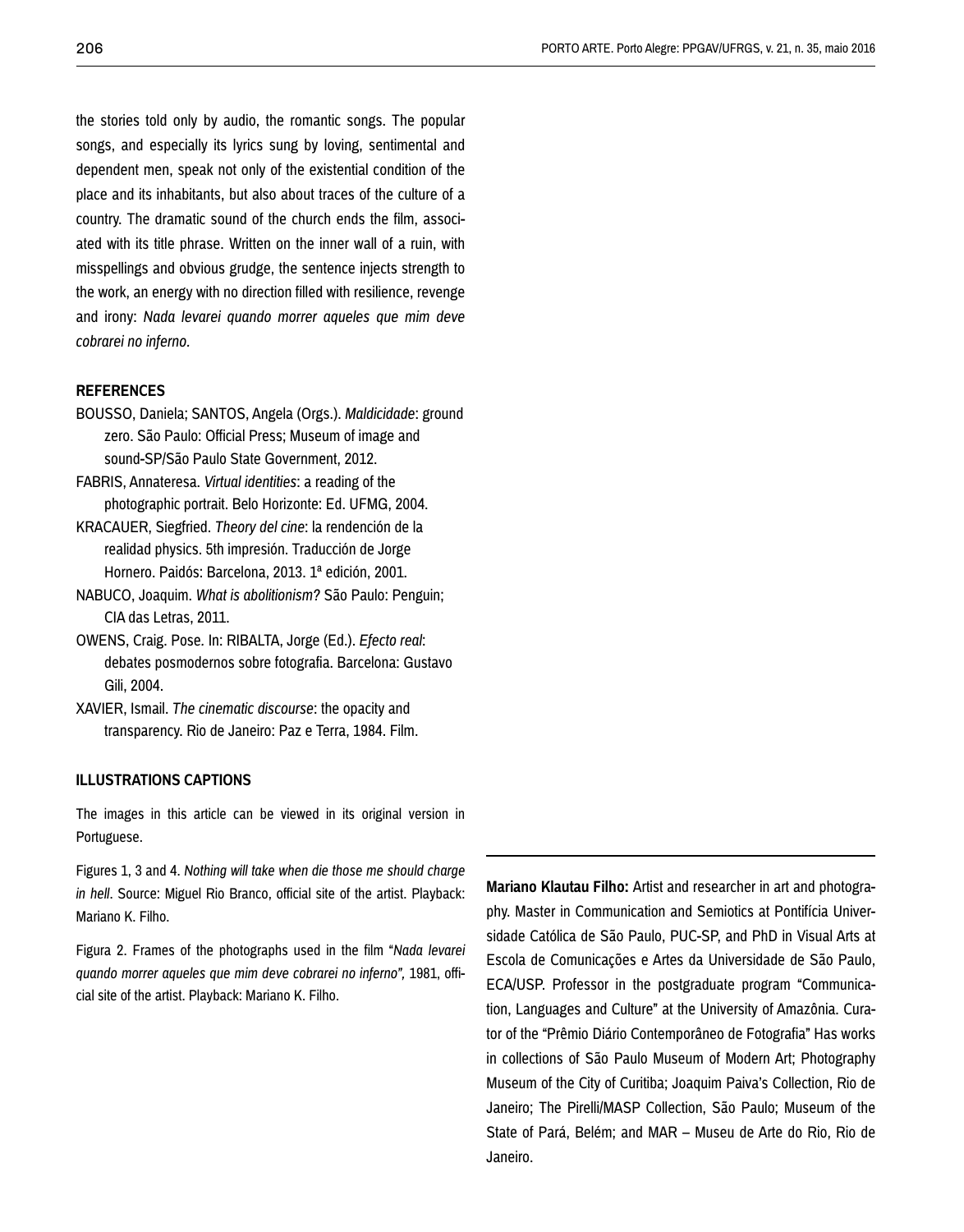the stories told only by audio, the romantic songs. The popular songs, and especially its lyrics sung by loving, sentimental and dependent men, speak not only of the existential condition of the place and its inhabitants, but also about traces of the culture of a country. The dramatic sound of the church ends the film, associated with its title phrase. Written on the inner wall of a ruin, with misspellings and obvious grudge, the sentence injects strength to the work, an energy with no direction filled with resilience, revenge and irony: *Nada levarei quando morrer aqueles que mim deve cobrarei no inferno.*

## REFERENCES

BOUSSO, Daniela; SANTOS, Angela (Orgs.). *Maldicidade*: ground zero. São Paulo: Official Press; Museum of image and sound-SP/São Paulo State Government, 2012.

FABRIS, Annateresa. *Virtual identities*: a reading of the photographic portrait. Belo Horizonte: Ed. UFMG, 2004.

KRACAUER, Siegfried. *Theory del cine*: la rendención de la realidad physics. 5th impresión. Traducción de Jorge Hornero. Paidós: Barcelona, 2013. 1ª edición, 2001.

NABUCO, Joaquim. *What is abolitionism?* São Paulo: Penguin; CIA das Letras, 2011.

OWENS, Craig. Pose. In: RIBALTA, Jorge (Ed.). *Efecto real*: debates posmodernos sobre fotografia. Barcelona: Gustavo Gili, 2004.

XAVIER, Ismail. *The cinematic discourse*: the opacity and transparency. Rio de Janeiro: Paz e Terra, 1984. Film.

## ILLUSTRATIONS CAPTIONS

The images in this article can be viewed in its original version in Portuguese.

Figures 1, 3 and 4. *Nothing will take when die those me should charge in hell*. Source: Miguel Rio Branco, official site of the artist. Playback: Mariano K. Filho.

Figura 2. Frames of the photographs used in the film "*Nada levarei quando morrer aqueles que mim deve cobrarei no inferno",* 1981, official site of the artist. Playback: Mariano K. Filho.

---

**Mariano Klautau Filho:** Artist and researcher in art and photography. Master in Communication and Semiotics at Pontifícia Universidade Católica de São Paulo, PUC-SP, and PhD in Visual Arts at Escola de Comunicações e Artes da Universidade de São Paulo, ECA/USP. Professor in the postgraduate program "Communication, Languages and Culture" at the University of Amazônia. Curator of the "Prêmio Diário Contemporâneo de Fotografia" Has works in collections of São Paulo Museum of Modern Art; Photography Museum of the City of Curitiba; Joaquim Paiva's Collection, Rio de Janeiro; The Pirelli/MASP Collection, São Paulo; Museum of the State of Pará, Belém; and MAR – Museu de Arte do Rio, Rio de Janeiro.